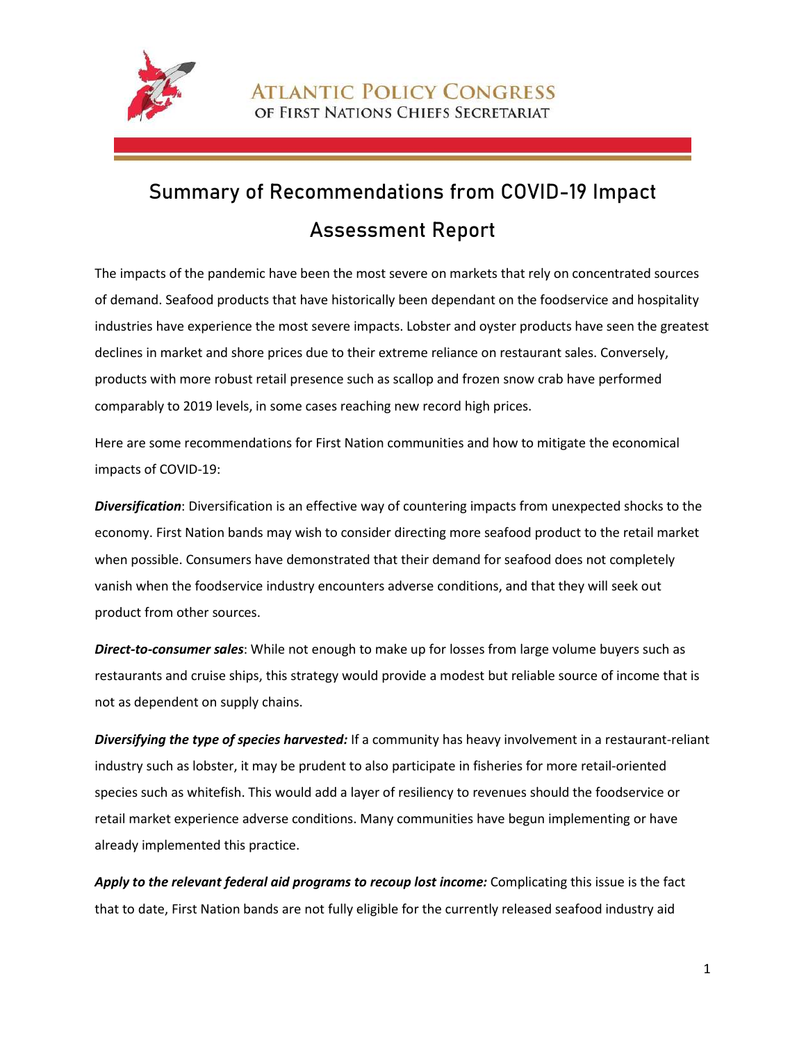**Atlantic Policy Congress**
**of First Nations Chiefs Secretariat**

# Summary of Recommendations from COVID-19 Impact Assessment Report

The impacts of the pandemic have been the most severe on markets that rely on concentrated sources of demand. Seafood products that have historically been dependant on the foodservice and hospitality industries have experience the most severe impacts. Lobster and oyster products have seen the greatest declines in market and shore prices due to their extreme reliance on restaurant sales. Conversely, products with more robust retail presence such as scallop and frozen snow crab have performed comparably to 2019 levels, in some cases reaching new record high prices.

Here are some recommendations for First Nation communities and how to mitigate the economical impacts of COVID-19:

***Diversification***: Diversification is an effective way of countering impacts from unexpected shocks to the economy. First Nation bands may wish to consider directing more seafood product to the retail market when possible. Consumers have demonstrated that their demand for seafood does not completely vanish when the foodservice industry encounters adverse conditions, and that they will seek out product from other sources.

***Direct-to-consumer sales***: While not enough to make up for losses from large volume buyers such as restaurants and cruise ships, this strategy would provide a modest but reliable source of income that is not as dependent on supply chains.

***Diversifying the type of species harvested:*** If a community has heavy involvement in a restaurant-reliant industry such as lobster, it may be prudent to also participate in fisheries for more retail-oriented species such as whitefish. This would add a layer of resiliency to revenues should the foodservice or retail market experience adverse conditions. Many communities have begun implementing or have already implemented this practice.

***Apply to the relevant federal aid programs to recoup lost income:*** Complicating this issue is the fact that to date, First Nation bands are not fully eligible for the currently released seafood industry aid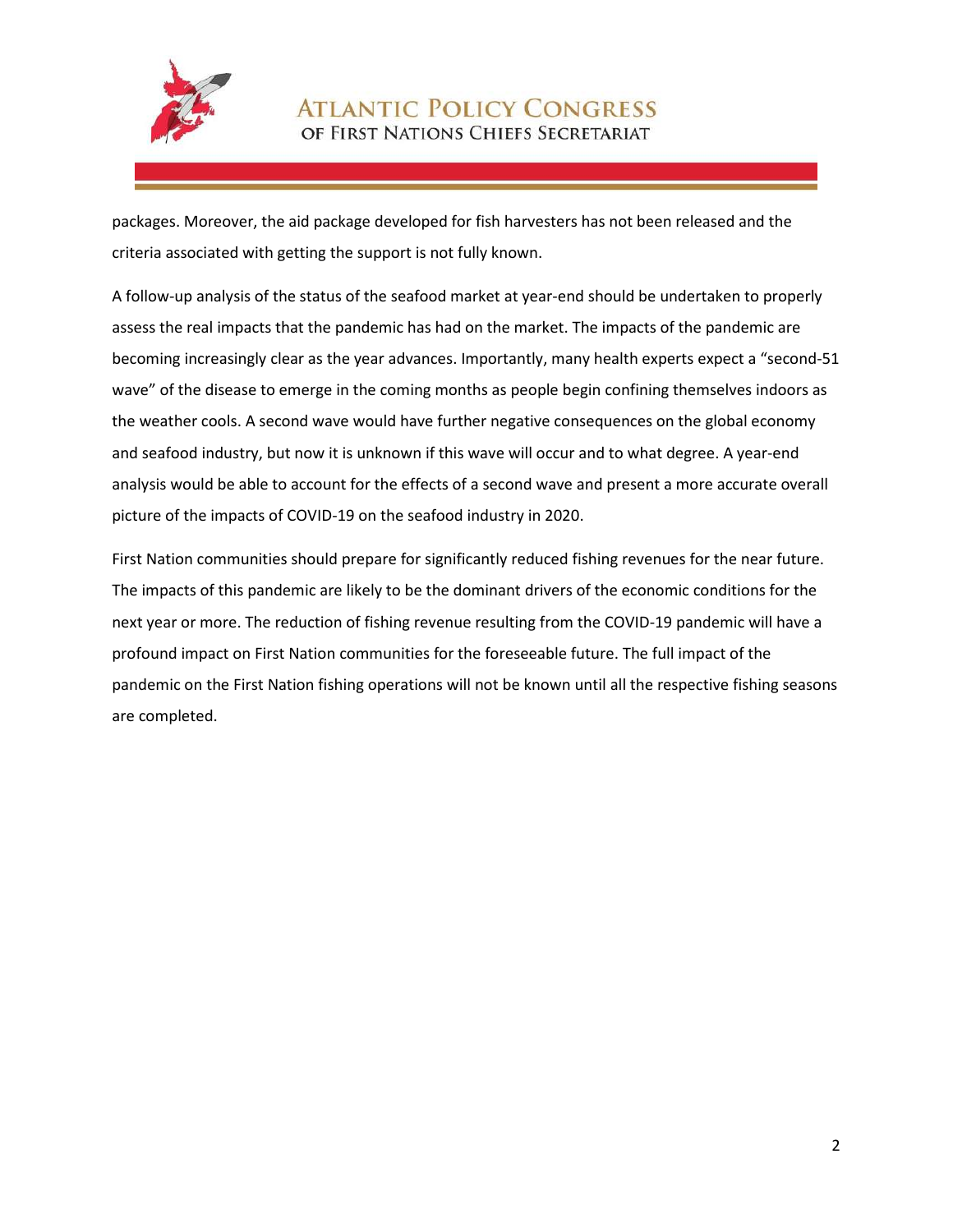packages. Moreover, the aid package developed for fish harvesters has not been released and the criteria associated with getting the support is not fully known.

A follow-up analysis of the status of the seafood market at year-end should be undertaken to properly assess the real impacts that the pandemic has had on the market. The impacts of the pandemic are becoming increasingly clear as the year advances. Importantly, many health experts expect a "second-51 wave" of the disease to emerge in the coming months as people begin confining themselves indoors as the weather cools. A second wave would have further negative consequences on the global economy and seafood industry, but now it is unknown if this wave will occur and to what degree. A year-end analysis would be able to account for the effects of a second wave and present a more accurate overall picture of the impacts of COVID-19 on the seafood industry in 2020.

First Nation communities should prepare for significantly reduced fishing revenues for the near future. The impacts of this pandemic are likely to be the dominant drivers of the economic conditions for the next year or more. The reduction of fishing revenue resulting from the COVID-19 pandemic will have a profound impact on First Nation communities for the foreseeable future. The full impact of the pandemic on the First Nation fishing operations will not be known until all the respective fishing seasons are completed.